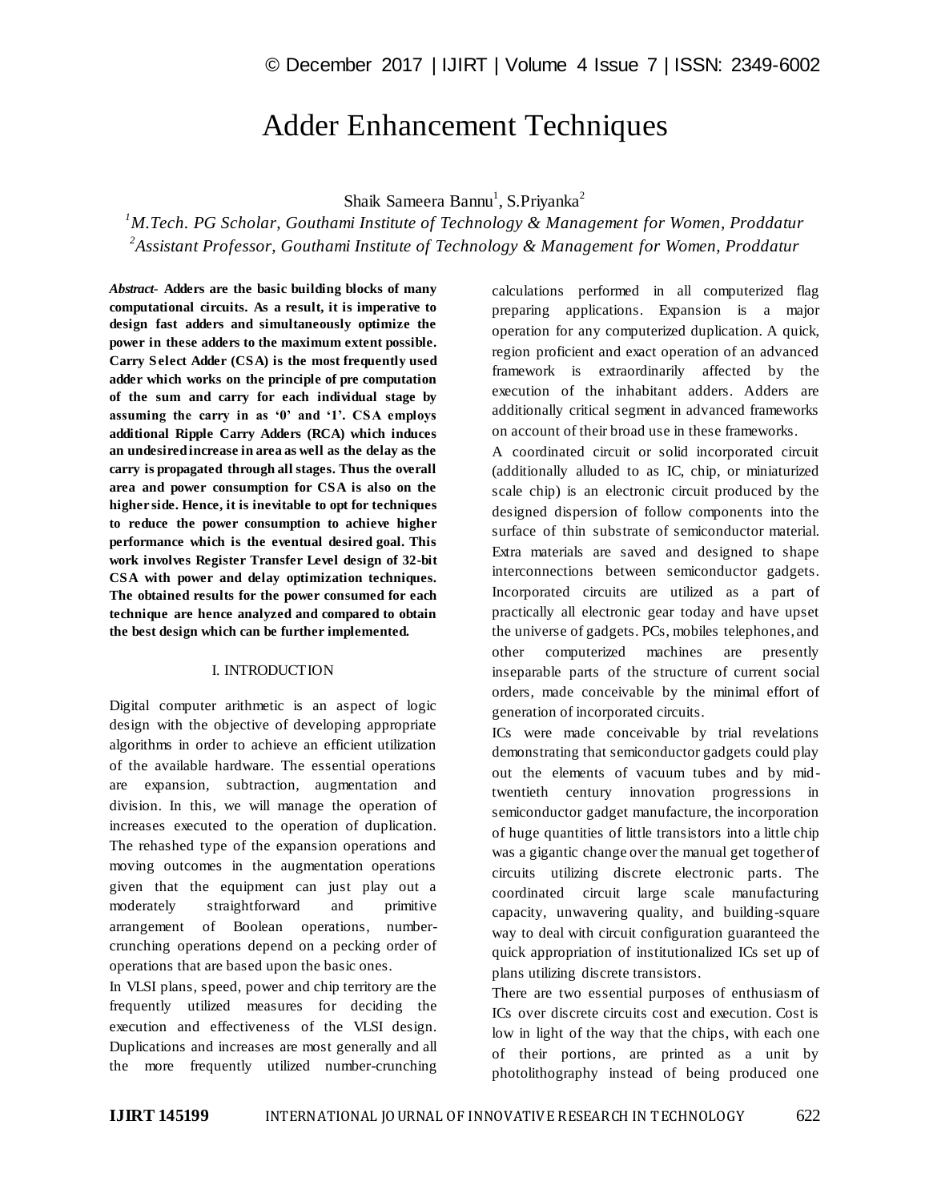# Adder Enhancement Techniques

Shaik Sameera Bannu[1], S.Priyanka[2]

[1]*M.Tech. PG Scholar, Gouthami Institute of Technology & Management for Women, Proddatur*
[2]*Assistant Professor, Gouthami Institute of Technology & Management for Women, Proddatur*

***Abstract-*** **Adders are the basic building blocks of many computational circuits. As a result, it is imperative to design fast adders and simultaneously optimize the power in these adders to the maximum extent possible. Carry Select Adder (CSA) is the most frequently used adder which works on the principle of pre computation of the sum and carry for each individual stage by assuming the carry in as '0' and '1'. CSA employs additional Ripple Carry Adders (RCA) which induces an undesired increase in area as well as the delay as the carry is propagated through all stages. Thus the overall area and power consumption for CSA is also on the higher side. Hence, it is inevitable to opt for techniques to reduce the power consumption to achieve higher performance which is the eventual desired goal. This work involves Register Transfer Level design of 32-bit CSA with power and delay optimization techniques. The obtained results for the power consumed for each technique are hence analyzed and compared to obtain the best design which can be further implemented.**

## I. INTRODUCTION

Digital computer arithmetic is an aspect of logic design with the objective of developing appropriate algorithms in order to achieve an efficient utilization of the available hardware. The essential operations are expansion, subtraction, augmentation and division. In this, we will manage the operation of increases executed to the operation of duplication. The rehashed type of the expansion operations and moving outcomes in the augmentation operations given that the equipment can just play out a moderately straightforward and primitive arrangement of Boolean operations, number-crunching operations depend on a pecking order of operations that are based upon the basic ones.

In VLSI plans, speed, power and chip territory are the frequently utilized measures for deciding the execution and effectiveness of the VLSI design. Duplications and increases are most generally and all the more frequently utilized number-crunching calculations performed in all computerized flag preparing applications. Expansion is a major operation for any computerized duplication. A quick, region proficient and exact operation of an advanced framework is extraordinarily affected by the execution of the inhabitant adders. Adders are additionally critical segment in advanced frameworks on account of their broad use in these frameworks.

A coordinated circuit or solid incorporated circuit (additionally alluded to as IC, chip, or miniaturized scale chip) is an electronic circuit produced by the designed dispersion of follow components into the surface of thin substrate of semiconductor material. Extra materials are saved and designed to shape interconnections between semiconductor gadgets. Incorporated circuits are utilized as a part of practically all electronic gear today and have upset the universe of gadgets. PCs, mobiles telephones, and other computerized machines are presently inseparable parts of the structure of current social orders, made conceivable by the minimal effort of generation of incorporated circuits.

ICs were made conceivable by trial revelations demonstrating that semiconductor gadgets could play out the elements of vacuum tubes and by mid-twentieth century innovation progressions in semiconductor gadget manufacture, the incorporation of huge quantities of little transistors into a little chip was a gigantic change over the manual get together of circuits utilizing discrete electronic parts. The coordinated circuit large scale manufacturing capacity, unwavering quality, and building-square way to deal with circuit configuration guaranteed the quick appropriation of institutionalized ICs set up of plans utilizing discrete transistors.

There are two essential purposes of enthusiasm of ICs over discrete circuits cost and execution. Cost is low in light of the way that the chips, with each one of their portions, are printed as a unit by photolithography instead of being produced one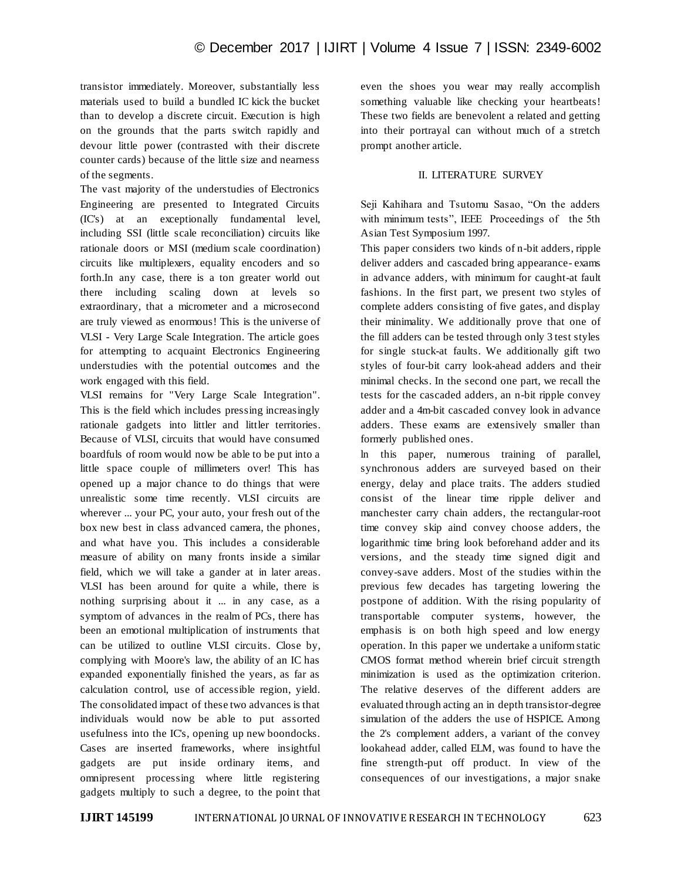transistor immediately. Moreover, substantially less materials used to build a bundled IC kick the bucket than to develop a discrete circuit. Execution is high on the grounds that the parts switch rapidly and devour little power (contrasted with their discrete counter cards) because of the little size and nearness of the segments.

The vast majority of the understudies of Electronics Engineering are presented to Integrated Circuits (IC's) at an exceptionally fundamental level, including SSI (little scale reconciliation) circuits like rationale doors or MSI (medium scale coordination) circuits like multiplexers, equality encoders and so forth.In any case, there is a ton greater world out there including scaling down at levels so extraordinary, that a micrometer and a microsecond are truly viewed as enormous! This is the universe of VLSI - Very Large Scale Integration. The article goes for attempting to acquaint Electronics Engineering understudies with the potential outcomes and the work engaged with this field.

VLSI remains for "Very Large Scale Integration". This is the field which includes pressing increasingly rationale gadgets into littler and littler territories. Because of VLSI, circuits that would have consumed boardfuls of room would now be able to be put into a little space couple of millimeters over! This has opened up a major chance to do things that were unrealistic some time recently. VLSI circuits are wherever ... your PC, your auto, your fresh out of the box new best in class advanced camera, the phones, and what have you. This includes a considerable measure of ability on many fronts inside a similar field, which we will take a gander at in later areas. VLSI has been around for quite a while, there is nothing surprising about it ... in any case, as a symptom of advances in the realm of PCs, there has been an emotional multiplication of instruments that can be utilized to outline VLSI circuits. Close by, complying with Moore's law, the ability of an IC has expanded exponentially finished the years, as far as calculation control, use of accessible region, yield. The consolidated impact of these two advances is that individuals would now be able to put assorted usefulness into the IC's, opening up new boondocks. Cases are inserted frameworks, where insightful gadgets are put inside ordinary items, and omnipresent processing where little registering gadgets multiply to such a degree, to the point that even the shoes you wear may really accomplish something valuable like checking your heartbeats! These two fields are benevolent a related and getting into their portrayal can without much of a stretch prompt another article.

## II. LITERATURE SURVEY

Seji Kahihara and Tsutomu Sasao, "On the adders with minimum tests", IEEE Proceedings of the 5th Asian Test Symposium 1997.

This paper considers two kinds of n-bit adders, ripple deliver adders and cascaded bring appearance- exams in advance adders, with minimum for caught-at fault fashions. In the first part, we present two styles of complete adders consisting of five gates, and display their minimality. We additionally prove that one of the fill adders can be tested through only 3 test styles for single stuck-at faults. We additionally gift two styles of four-bit carry look-ahead adders and their minimal checks. In the second one part, we recall the tests for the cascaded adders, an n-bit ripple convey adder and a 4m-bit cascaded convey look in advance adders. These exams are extensively smaller than formerly published ones.

ln this paper, numerous training of parallel, synchronous adders are surveyed based on their energy, delay and place traits. The adders studied consist of the linear time ripple deliver and manchester carry chain adders, the rectangular-root time convey skip aind convey choose adders, the logarithmic time bring look beforehand adder and its versions, and the steady time signed digit and convey-save adders. Most of the studies within the previous few decades has targeting lowering the postpone of addition. With the rising popularity of transportable computer systems, however, the emphasis is on both high speed and low energy operation. In this paper we undertake a uniform static CMOS format method wherein brief circuit strength minimization is used as the optimization criterion. The relative deserves of the different adders are evaluated through acting an in depth transistor-degree simulation of the adders the use of HSPICE. Among the 2's complement adders, a variant of the convey lookahead adder, called ELM, was found to have the fine strength-put off product. In view of the consequences of our investigations, a major snake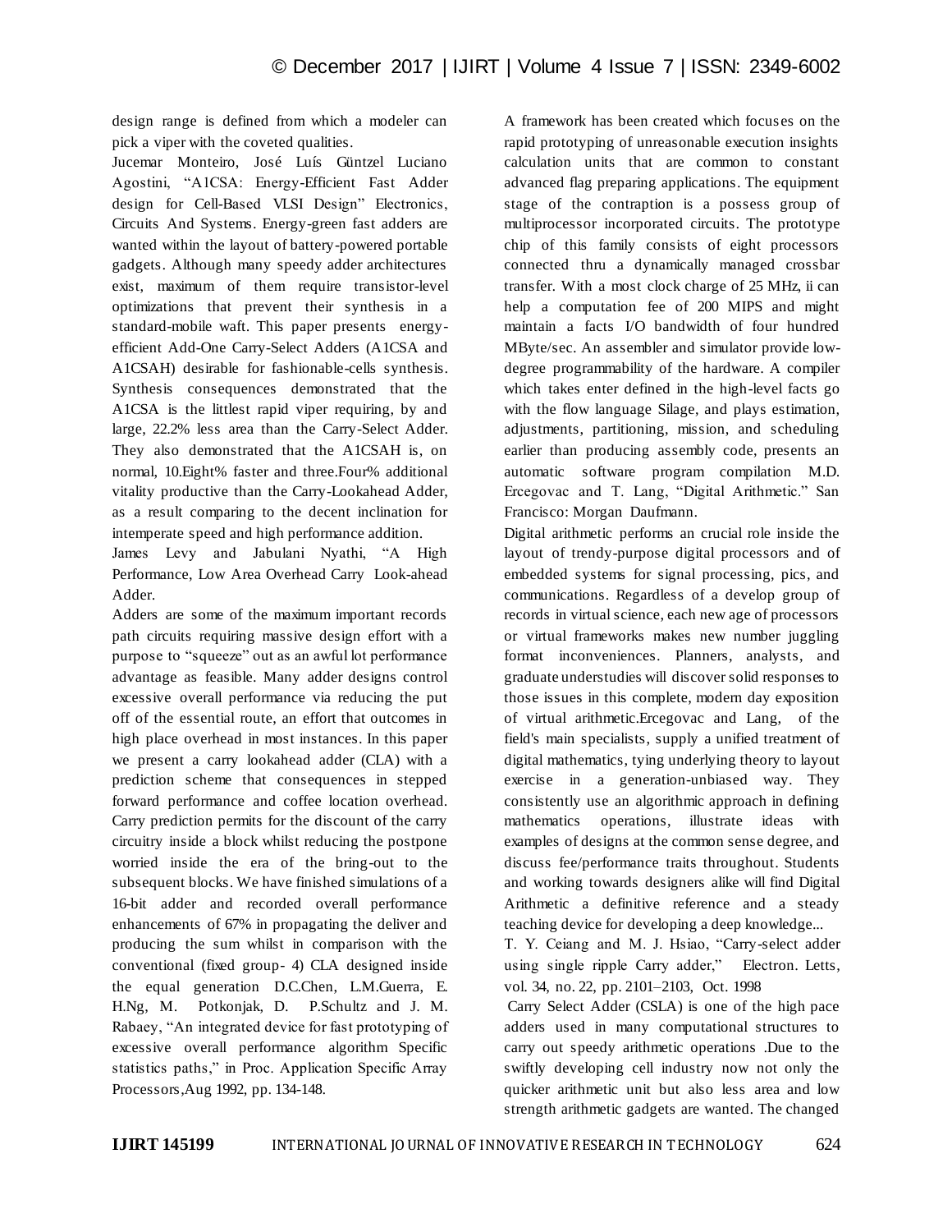design range is defined from which a modeler can pick a viper with the coveted qualities.

Jucemar Monteiro, José Luís Güntzel Luciano Agostini, "A1CSA: Energy-Efficient Fast Adder design for Cell-Based VLSI Design" Electronics, Circuits And Systems. Energy-green fast adders are wanted within the layout of battery-powered portable gadgets. Although many speedy adder architectures exist, maximum of them require transistor-level optimizations that prevent their synthesis in a standard-mobile waft. This paper presents energy-efficient Add-One Carry-Select Adders (A1CSA and A1CSAH) desirable for fashionable-cells synthesis. Synthesis consequences demonstrated that the A1CSA is the littlest rapid viper requiring, by and large, 22.2% less area than the Carry-Select Adder. They also demonstrated that the A1CSAH is, on normal, 10.Eight% faster and three.Four% additional vitality productive than the Carry-Lookahead Adder, as a result comparing to the decent inclination for intemperate speed and high performance addition.

James Levy and Jabulani Nyathi, "A High Performance, Low Area Overhead Carry Look-ahead Adder.

Adders are some of the maximum important records path circuits requiring massive design effort with a purpose to "squeeze" out as an awful lot performance advantage as feasible. Many adder designs control excessive overall performance via reducing the put off of the essential route, an effort that outcomes in high place overhead in most instances. In this paper we present a carry lookahead adder (CLA) with a prediction scheme that consequences in stepped forward performance and coffee location overhead. Carry prediction permits for the discount of the carry circuitry inside a block whilst reducing the postpone worried inside the era of the bring-out to the subsequent blocks. We have finished simulations of a 16-bit adder and recorded overall performance enhancements of 67% in propagating the deliver and producing the sum whilst in comparison with the conventional (fixed group- 4) CLA designed inside the equal generation D.C.Chen, L.M.Guerra, E. H.Ng, M. Potkonjak, D. P.Schultz and J. M. Rabaey, "An integrated device for fast prototyping of excessive overall performance algorithm Specific statistics paths," in Proc. Application Specific Array Processors,Aug 1992, pp. 134-148.

A framework has been created which focuses on the rapid prototyping of unreasonable execution insights calculation units that are common to constant advanced flag preparing applications. The equipment stage of the contraption is a possess group of multiprocessor incorporated circuits. The prototype chip of this family consists of eight processors connected thru a dynamically managed crossbar transfer. With a most clock charge of 25 MHz, ii can help a computation fee of 200 MIPS and might maintain a facts I/O bandwidth of four hundred MByte/sec. An assembler and simulator provide low-degree programmability of the hardware. A compiler which takes enter defined in the high-level facts go with the flow language Silage, and plays estimation, adjustments, partitioning, mission, and scheduling earlier than producing assembly code, presents an automatic software program compilation M.D. Ercegovac and T. Lang, "Digital Arithmetic." San Francisco: Morgan Daufmann.

Digital arithmetic performs an crucial role inside the layout of trendy-purpose digital processors and of embedded systems for signal processing, pics, and communications. Regardless of a develop group of records in virtual science, each new age of processors or virtual frameworks makes new number juggling format inconveniences. Planners, analysts, and graduate understudies will discover solid responses to those issues in this complete, modern day exposition of virtual arithmetic.Ercegovac and Lang, of the field's main specialists, supply a unified treatment of digital mathematics, tying underlying theory to layout exercise in a generation-unbiased way. They consistently use an algorithmic approach in defining mathematics operations, illustrate ideas with examples of designs at the common sense degree, and discuss fee/performance traits throughout. Students and working towards designers alike will find Digital Arithmetic a definitive reference and a steady teaching device for developing a deep knowledge...

T. Y. Ceiang and M. J. Hsiao, "Carry-select adder using single ripple Carry adder," Electron. Letts, vol. 34, no. 22, pp. 2101–2103, Oct. 1998

Carry Select Adder (CSLA) is one of the high pace adders used in many computational structures to carry out speedy arithmetic operations .Due to the swiftly developing cell industry now not only the quicker arithmetic unit but also less area and low strength arithmetic gadgets are wanted. The changed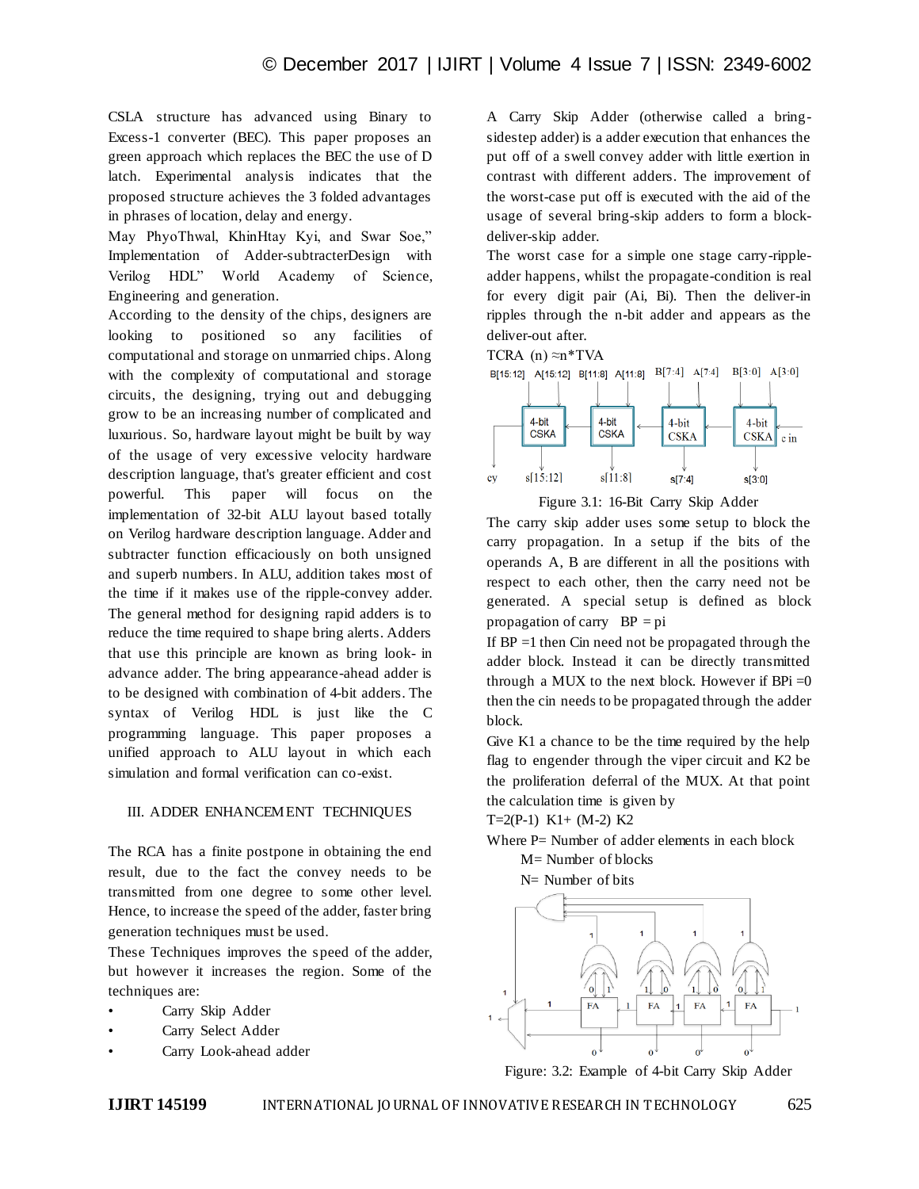CSLA structure has advanced using Binary to Excess-1 converter (BEC). This paper proposes an green approach which replaces the BEC the use of D latch. Experimental analysis indicates that the proposed structure achieves the 3 folded advantages in phrases of location, delay and energy.

May PhyoThwal, KhinHtay Kyi, and Swar Soe," Implementation of Adder-subtracterDesign with Verilog HDL" World Academy of Science, Engineering and generation.

According to the density of the chips, designers are looking to positioned so any facilities of computational and storage on unmarried chips. Along with the complexity of computational and storage circuits, the designing, trying out and debugging grow to be an increasing number of complicated and luxurious. So, hardware layout might be built by way of the usage of very excessive velocity hardware description language, that's greater efficient and cost powerful. This paper will focus on the implementation of 32-bit ALU layout based totally on Verilog hardware description language. Adder and subtracter function efficaciously on both unsigned and superb numbers. In ALU, addition takes most of the time if it makes use of the ripple-convey adder. The general method for designing rapid adders is to reduce the time required to shape bring alerts. Adders that use this principle are known as bring look- in advance adder. The bring appearance-ahead adder is to be designed with combination of 4-bit adders. The syntax of Verilog HDL is just like the C programming language. This paper proposes a unified approach to ALU layout in which each simulation and formal verification can co-exist.

## III. ADDER ENHANCEMENT TECHNIQUES

The RCA has a finite postpone in obtaining the end result, due to the fact the convey needs to be transmitted from one degree to some other level. Hence, to increase the speed of the adder, faster bring generation techniques must be used.

These Techniques improves the speed of the adder, but however it increases the region. Some of the techniques are:

- Carry Skip Adder
- Carry Select Adder
- Carry Look-ahead adder

A Carry Skip Adder (otherwise called a bring-sidestep adder) is a adder execution that enhances the put off of a swell convey adder with little exertion in contrast with different adders. The improvement of the worst-case put off is executed with the aid of the usage of several bring-skip adders to form a block-deliver-skip adder.

The worst case for a simple one stage carry-ripple-adder happens, whilst the propagate-condition is real for every digit pair (Ai, Bi). Then the deliver-in ripples through the n-bit adder and appears as the deliver-out after.

$TCRA\ (n) \approx n*TVA$

Figure 3.1: 16-Bit Carry Skip Adder

The carry skip adder uses some setup to block the carry propagation. In a setup if the bits of the operands A, B are different in all the positions with respect to each other, then the carry need not be generated. A special setup is defined as block propagation of carry $BP = pi$

If BP =1 then Cin need not be propagated through the adder block. Instead it can be directly transmitted through a MUX to the next block. However if BPi =0 then the cin needs to be propagated through the adder block.

Give K1 a chance to be the time required by the help flag to engender through the viper circuit and K2 be the proliferation deferral of the MUX. At that point the calculation time is given by

$T=2(P-1)\ K1+\ (M-2)\ K2$

Where P= Number of adder elements in each block

M= Number of blocks

N= Number of bits

Figure: 3.2: Example of 4-bit Carry Skip Adder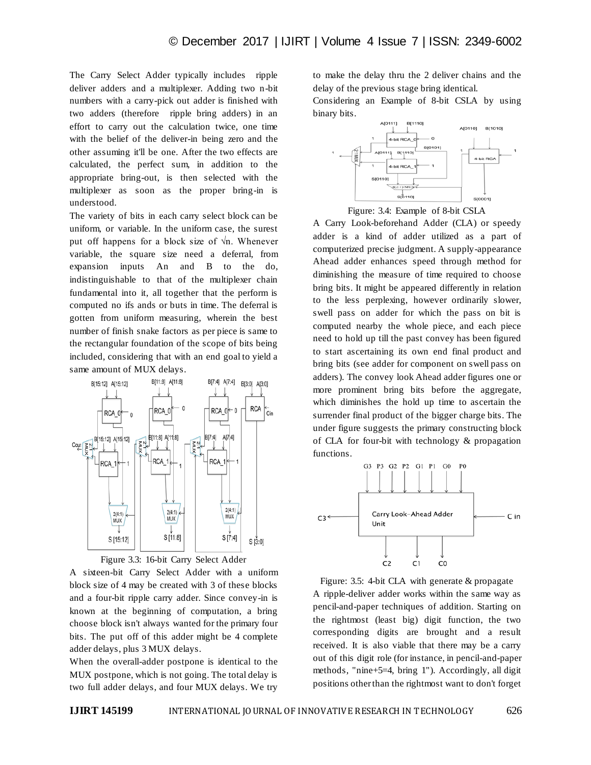The Carry Select Adder typically includes ripple deliver adders and a multiplexer. Adding two n-bit numbers with a carry-pick out adder is finished with two adders (therefore ripple bring adders) in an effort to carry out the calculation twice, one time with the belief of the deliver-in being zero and the other assuming it'll be one. After the two effects are calculated, the perfect sum, in addition to the appropriate bring-out, is then selected with the multiplexer as soon as the proper bring-in is understood.

The variety of bits in each carry select block can be uniform, or variable. In the uniform case, the surest put off happens for a block size of $\sqrt{n}$. Whenever variable, the square size need a deferral, from expansion inputs An and B to the do, indistinguishable to that of the multiplexer chain fundamental into it, all together that the perform is computed no ifs ands or buts in time. The deferral is gotten from uniform measuring, wherein the best number of finish snake factors as per piece is same to the rectangular foundation of the scope of bits being included, considering that with an end goal to yield a same amount of MUX delays.

Figure 3.3: 16-bit Carry Select Adder

A sixteen-bit Carry Select Adder with a uniform block size of 4 may be created with 3 of these blocks and a four-bit ripple carry adder. Since convey-in is known at the beginning of computation, a bring choose block isn't always wanted for the primary four bits. The put off of this adder might be 4 complete adder delays, plus 3 MUX delays.

When the overall-adder postpone is identical to the MUX postpone, which is not going. The total delay is two full adder delays, and four MUX delays. We try to make the delay thru the 2 deliver chains and the delay of the previous stage bring identical.

Considering an Example of 8-bit CSLA by using binary bits.

Figure: 3.4: Example of 8-bit CSLA

A Carry Look-beforehand Adder (CLA) or speedy adder is a kind of adder utilized as a part of computerized precise judgment. A supply-appearance Ahead adder enhances speed through method for diminishing the measure of time required to choose bring bits. It might be appeared differently in relation to the less perplexing, however ordinarily slower, swell pass on adder for which the pass on bit is computed nearby the whole piece, and each piece need to hold up till the past convey has been figured to start ascertaining its own end final product and bring bits (see adder for component on swell pass on adders). The convey look Ahead adder figures one or more prominent bring bits before the aggregate, which diminishes the hold up time to ascertain the surrender final product of the bigger charge bits. The under figure suggests the primary constructing block of CLA for four-bit with technology & propagation functions.

Figure: 3.5: 4-bit CLA with generate & propagate

A ripple-deliver adder works within the same way as pencil-and-paper techniques of addition. Starting on the rightmost (least big) digit function, the two corresponding digits are brought and a result received. It is also viable that there may be a carry out of this digit role (for instance, in pencil-and-paper methods, "nine+5=4, bring 1"). Accordingly, all digit positions other than the rightmost want to don't forget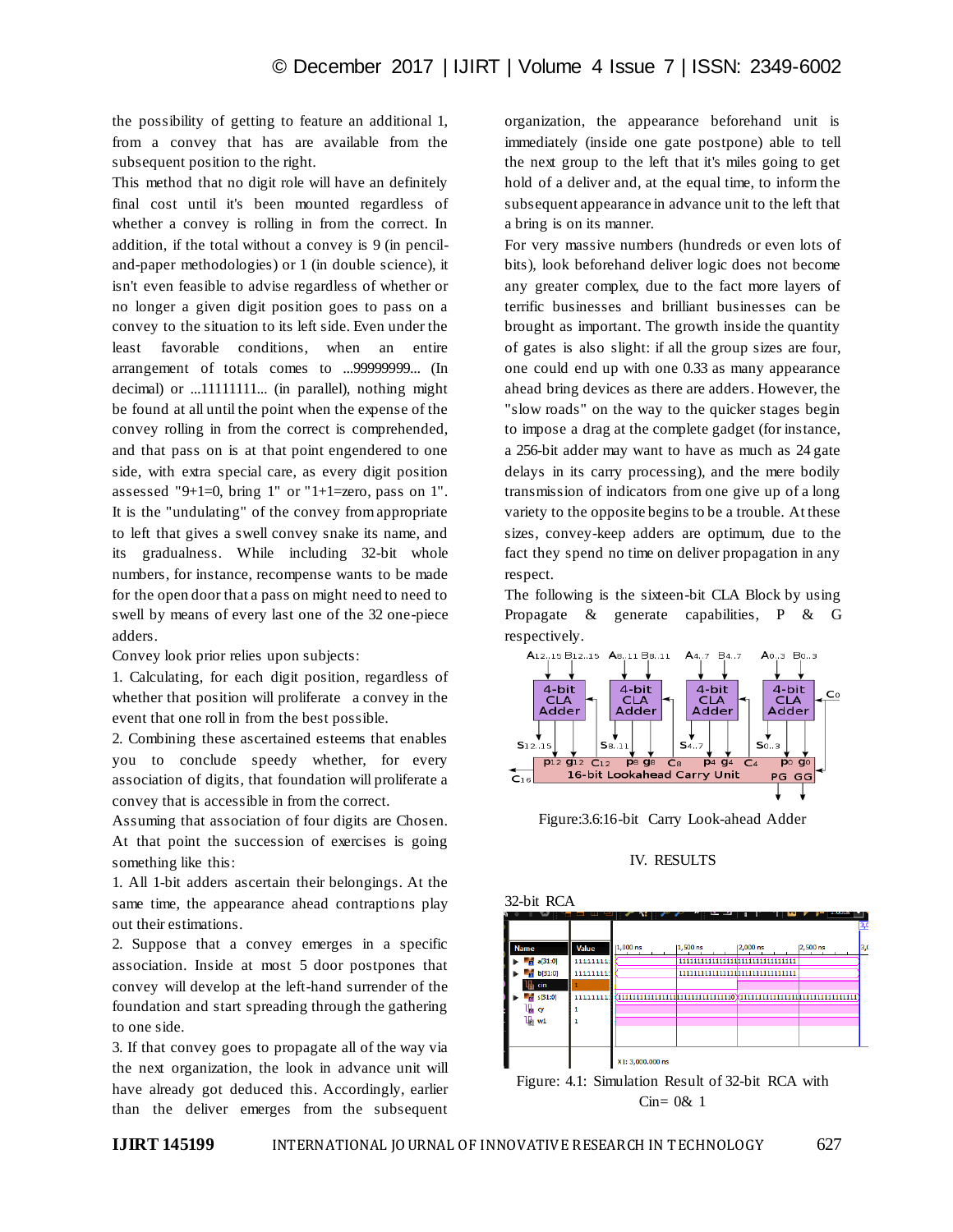the possibility of getting to feature an additional 1, from a convey that has available from the subsequent position to the right.

This method that no digit role will have an definitely final cost until it's been mounted regardless of whether a convey is rolling in from the correct. In addition, if the total without a convey is 9 (in pencil-and-paper methodologies) or 1 (in double science), it isn't even feasible to advise regardless of whether or no longer a given digit position goes to pass on a convey to the situation to its left side. Even under the least favorable conditions, when an entire arrangement of totals comes to ...99999999... (In decimal) or ...11111111... (in parallel), nothing might be found at all until the point when the expense of the convey rolling in from the correct is comprehended, and that pass on is at that point engendered to one side, with extra special care, as every digit position assessed "9+1=0, bring 1" or "1+1=zero, pass on 1". It is the "undulating" of the convey from appropriate to left that gives a swell convey snake its name, and its gradualness. While including 32-bit whole numbers, for instance, recompense wants to be made for the open door that a pass on might need to need to swell by means of every last one of the 32 one-piece adders.

Convey look prior relies upon subjects:

1. Calculating, for each digit position, regardless of whether that position will proliferate a convey in the event that one roll in from the best possible.
2. Combining these ascertained esteems that enables you to conclude speedy whether, for every association of digits, that foundation will proliferate a convey that is accessible in from the correct.

Assuming that association of four digits are Chosen. At that point the succession of exercises is going something like this:

1. All 1-bit adders ascertain their belongings. At the same time, the appearance ahead contraptions play out their estimations.
2. Suppose that a convey emerges in a specific association. Inside at most 5 door postpones that convey will develop at the left-hand surrender of the foundation and start spreading through the gathering to one side.
3. If that convey goes to propagate all of the way via the next organization, the look in advance unit will have already got deduced this. Accordingly, earlier than the deliver emerges from the subsequent organization, the appearance beforehand unit is immediately (inside one gate postpone) able to tell the next group to the left that it's miles going to get hold of a deliver and, at the equal time, to inform the subsequent appearance in advance unit to the left that a bring is on its manner.

For very massive numbers (hundreds or even lots of bits), look beforehand deliver logic does not become any greater complex, due to the fact more layers of terrific businesses and brilliant businesses can be brought as important. The growth inside the quantity of gates is also slight: if all the group sizes are four, one could end up with one 0.33 as many appearance ahead bring devices as there are adders. However, the "slow roads" on the way to the quicker stages begin to impose a drag at the complete gadget (for instance, a 256-bit adder may want to have as much as 24 gate delays in its carry processing), and the mere bodily transmission of indicators from one give up of a long variety to the opposite begins to be a trouble. At these sizes, convey-keep adders are optimum, due to the fact they spend no time on deliver propagation in any respect.

The following is the sixteen-bit CLA Block by using Propagate & generate capabilities, P & G respectively.

Figure:3.6:16-bit Carry Look-ahead Adder

## IV. RESULTS

32-bit RCA

Figure: 4.1: Simulation Result of 32-bit RCA with Cin= 0& 1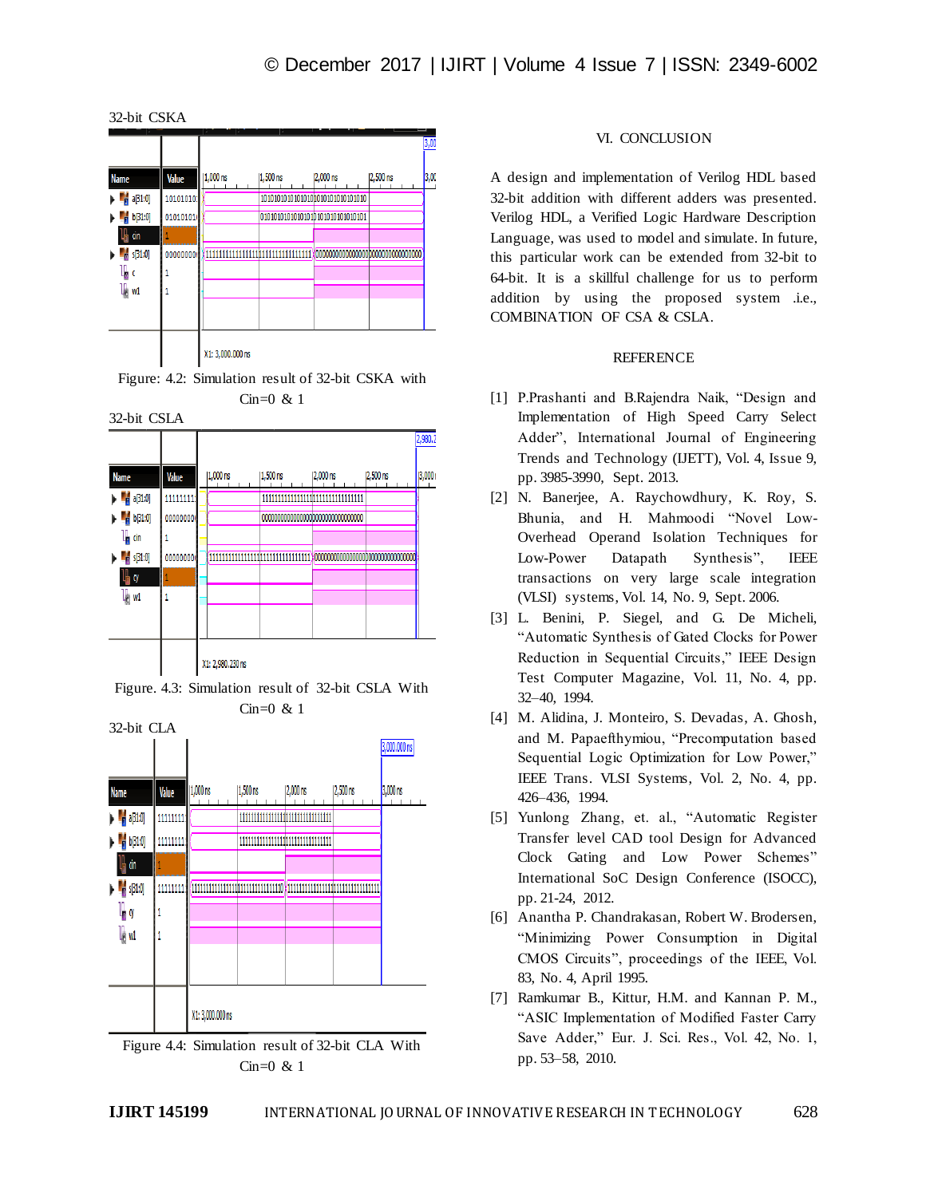32-bit CSKA

Figure: 4.2: Simulation result of 32-bit CSKA with Cin=0 & 1

32-bit CSLA

Figure. 4.3: Simulation result of 32-bit CSLA With Cin=0 & 1

32-bit CLA

Figure 4.4: Simulation result of 32-bit CLA With Cin=0 & 1

## VI. CONCLUSION

A design and implementation of Verilog HDL based 32-bit addition with different adders was presented. Verilog HDL, a Verified Logic Hardware Description Language, was used to model and simulate. In future, this particular work can be extended from 32-bit to 64-bit. It is a skillful challenge for us to perform addition by using the proposed system .i.e., COMBINATION OF CSA & CSLA.

## REFERENCE

[1] P.Prashanti and B.Rajendra Naik, "Design and Implementation of High Speed Carry Select Adder", International Journal of Engineering Trends and Technology (IJETT), Vol. 4, Issue 9, pp. 3985-3990, Sept. 2013.

[2] N. Banerjee, A. Raychowdhury, K. Roy, S. Bhunia, and H. Mahmoodi "Novel Low-Overhead Operand Isolation Techniques for Low-Power Datapath Synthesis", IEEE transactions on very large scale integration (VLSI) systems, Vol. 14, No. 9, Sept. 2006.

[3] L. Benini, P. Siegel, and G. De Micheli, "Automatic Synthesis of Gated Clocks for Power Reduction in Sequential Circuits," IEEE Design Test Computer Magazine, Vol. 11, No. 4, pp. 32–40, 1994.

[4] M. Alidina, J. Monteiro, S. Devadas, A. Ghosh, and M. Papaefthymiou, "Precomputation based Sequential Logic Optimization for Low Power," IEEE Trans. VLSI Systems, Vol. 2, No. 4, pp. 426–436, 1994.

[5] Yunlong Zhang, et. al., "Automatic Register Transfer level CAD tool Design for Advanced Clock Gating and Low Power Schemes" International SoC Design Conference (ISOCC), pp. 21-24, 2012.

[6] Anantha P. Chandrakasan, Robert W. Brodersen, "Minimizing Power Consumption in Digital CMOS Circuits", proceedings of the IEEE, Vol. 83, No. 4, April 1995.

[7] Ramkumar B., Kittur, H.M. and Kannan P. M., "ASIC Implementation of Modified Faster Carry Save Adder," Eur. J. Sci. Res., Vol. 42, No. 1, pp. 53–58, 2010.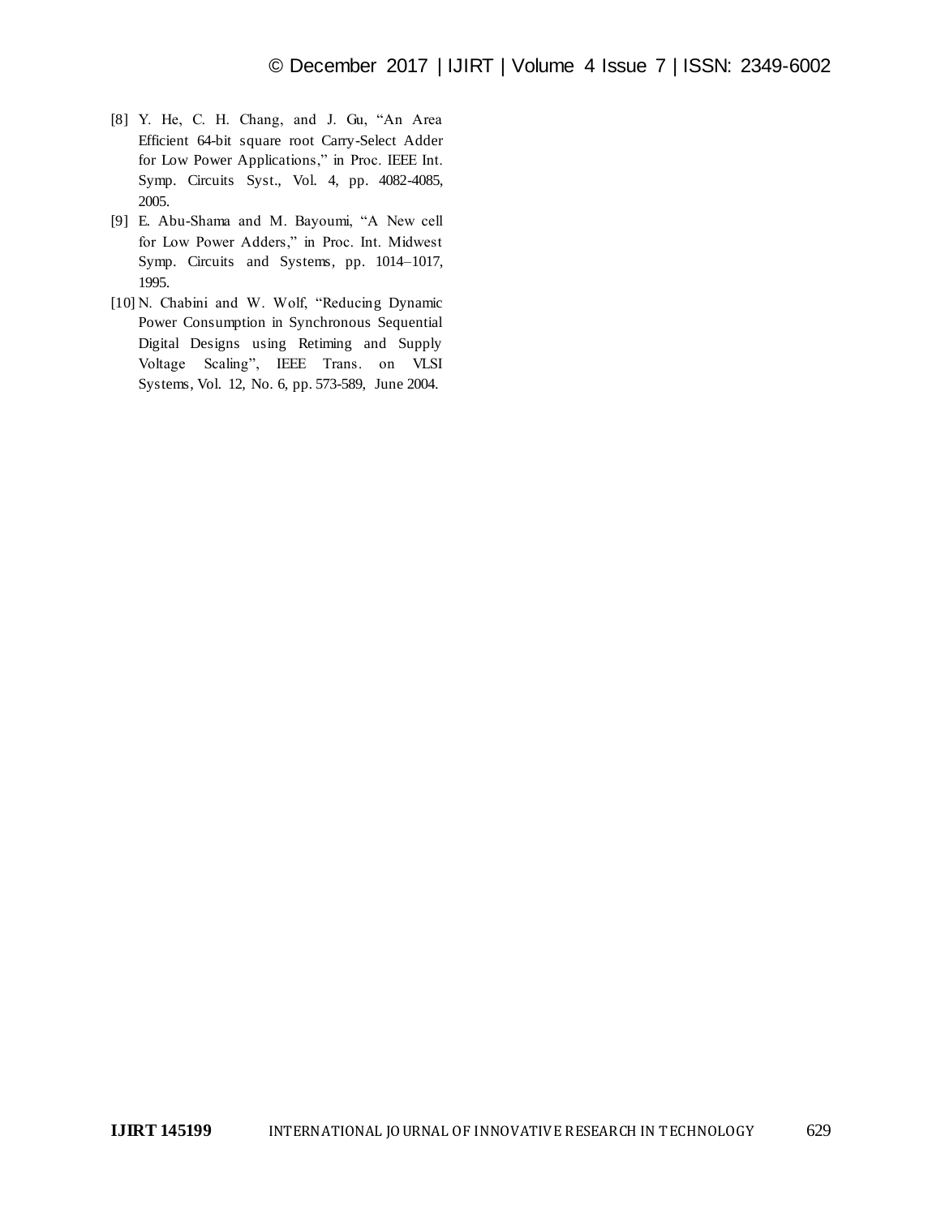[8] Y. He, C. H. Chang, and J. Gu, "An Area Efficient 64-bit square root Carry-Select Adder for Low Power Applications," in Proc. IEEE Int. Symp. Circuits Syst., Vol. 4, pp. 4082-4085, 2005.

[9] E. Abu-Shama and M. Bayoumi, "A New cell for Low Power Adders," in Proc. Int. Midwest Symp. Circuits and Systems, pp. 1014–1017, 1995.

[10] N. Chabini and W. Wolf, "Reducing Dynamic Power Consumption in Synchronous Sequential Digital Designs using Retiming and Supply Voltage Scaling", IEEE Trans. on VLSI Systems, Vol. 12, No. 6, pp. 573-589, June 2004.